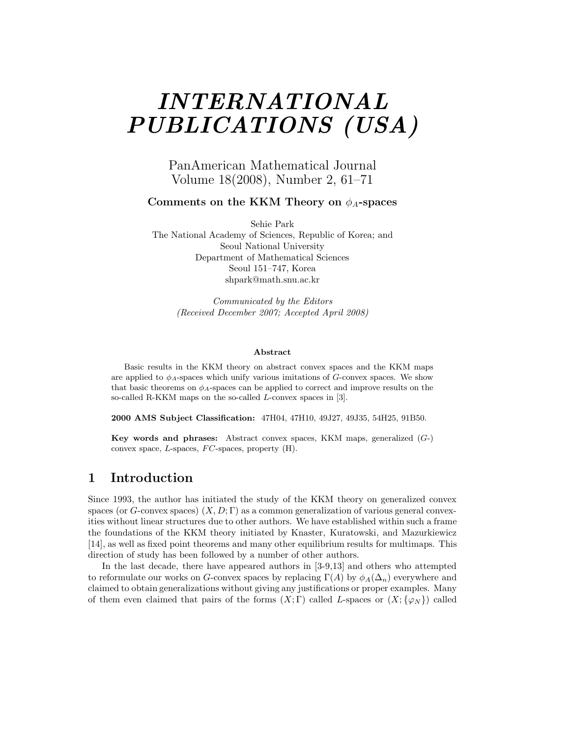# *INTERNATIONAL PUBLICATIONS (USA)*

PanAmerican Mathematical Journal
Volume 18(2008), Number 2, 61–71

**Comments on the KKM Theory on $\phi_A$-spaces**

Sehie Park
The National Academy of Sciences, Republic of Korea; and
Seoul National University
Department of Mathematical Sciences
Seoul 151–747, Korea
shpark@math.snu.ac.kr

*Communicated by the Editors*
*(Received December 2007; Accepted April 2008)*

**Abstract**

Basic results in the KKM theory on abstract convex spaces and the KKM maps are applied to $\phi_A$-spaces which unify various imitations of $G$-convex spaces. We show that basic theorems on $\phi_A$-spaces can be applied to correct and improve results on the so-called R-KKM maps on the so-called $L$-convex spaces in [3].

**2000 AMS Subject Classification:** 47H04, 47H10, 49J27, 49J35, 54H25, 91B50.

**Key words and phrases:** Abstract convex spaces, KKM maps, generalized ($G$-) convex space, $L$-spaces, $FC$-spaces, property (H).

## 1 Introduction

Since 1993, the author has initiated the study of the KKM theory on generalized convex spaces (or $G$-convex spaces) $(X, D; \Gamma)$ as a common generalization of various general convexities without linear structures due to other authors. We have established within such a frame the foundations of the KKM theory initiated by Knaster, Kuratowski, and Mazurkiewicz [14], as well as fixed point theorems and many other equilibrium results for multimaps. This direction of study has been followed by a number of other authors.

In the last decade, there have appeared authors in [3-9,13] and others who attempted to reformulate our works on $G$-convex spaces by replacing $\Gamma(A)$ by $\phi_A(\Delta_n)$ everywhere and claimed to obtain generalizations without giving any justifications or proper examples. Many of them even claimed that pairs of the forms $(X; \Gamma)$ called $L$-spaces or $(X; \{\varphi_N\})$ called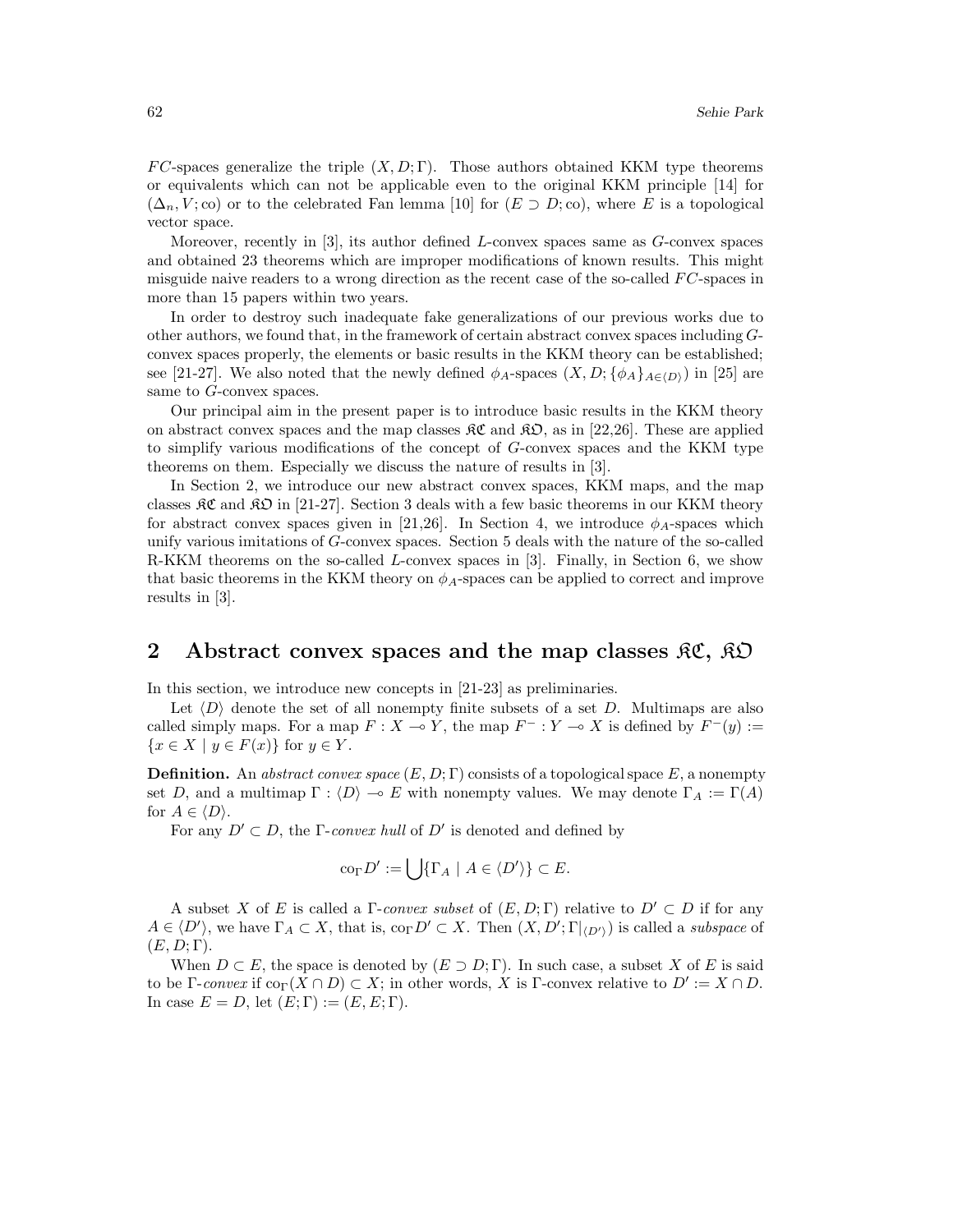$FC$-spaces generalize the triple $(X, D; \Gamma)$. Those authors obtained KKM type theorems or equivalents which can not be applicable even to the original KKM principle [14] for $(\Delta_n, V; \mathrm{co})$ or to the celebrated Fan lemma [10] for $(E \supset D; \mathrm{co})$, where $E$ is a topological vector space.

Moreover, recently in [3], its author defined $L$-convex spaces same as $G$-convex spaces and obtained 23 theorems which are improper modifications of known results. This might misguide naive readers to a wrong direction as the recent case of the so-called $FC$-spaces in more than 15 papers within two years.

In order to destroy such inadequate fake generalizations of our previous works due to other authors, we found that, in the framework of certain abstract convex spaces including $G$-convex spaces properly, the elements or basic results in the KKM theory can be established; see [21-27]. We also noted that the newly defined $\phi_A$-spaces $(X, D; \{\phi_A\}_{A \in \langle D \rangle})$ in [25] are same to $G$-convex spaces.

Our principal aim in the present paper is to introduce basic results in the KKM theory on abstract convex spaces and the map classes $\mathfrak{KC}$ and $\mathfrak{KO}$, as in [22,26]. These are applied to simplify various modifications of the concept of $G$-convex spaces and the KKM type theorems on them. Especially we discuss the nature of results in [3].

In Section 2, we introduce our new abstract convex spaces, KKM maps, and the map classes $\mathfrak{KC}$ and $\mathfrak{KO}$ in [21-27]. Section 3 deals with a few basic theorems in our KKM theory for abstract convex spaces given in [21,26]. In Section 4, we introduce $\phi_A$-spaces which unify various imitations of $G$-convex spaces. Section 5 deals with the nature of the so-called R-KKM theorems on the so-called $L$-convex spaces in [3]. Finally, in Section 6, we show that basic theorems in the KKM theory on $\phi_A$-spaces can be applied to correct and improve results in [3].

## 2 Abstract convex spaces and the map classes $\mathfrak{KC}$, $\mathfrak{KO}$

In this section, we introduce new concepts in [21-23] as preliminaries.

Let $\langle D \rangle$ denote the set of all nonempty finite subsets of a set $D$. Multimaps are also called simply maps. For a map $F : X \multimap Y$, the map $F^- : Y \multimap X$ is defined by $F^-(y) := \{x \in X \mid y \in F(x)\}$ for $y \in Y$.

**Definition.** An *abstract convex space* $(E, D; \Gamma)$ consists of a topological space $E$, a nonempty set $D$, and a multimap $\Gamma : \langle D \rangle \multimap E$ with nonempty values. We may denote $\Gamma_A := \Gamma(A)$ for $A \in \langle D \rangle$.

For any $D' \subset D$, the $\Gamma$-*convex hull* of $D'$ is denoted and defined by

$$\mathrm{co}_\Gamma D' := \bigcup \{\Gamma_A \mid A \in \langle D' \rangle\} \subset E.$$

A subset $X$ of $E$ is called a $\Gamma$-*convex subset* of $(E, D; \Gamma)$ relative to $D' \subset D$ if for any $A \in \langle D' \rangle$, we have $\Gamma_A \subset X$, that is, $\mathrm{co}_\Gamma D' \subset X$. Then $(X, D'; \Gamma|_{\langle D' \rangle})$ is called a *subspace* of $(E, D; \Gamma)$.

When $D \subset E$, the space is denoted by $(E \supset D; \Gamma)$. In such case, a subset $X$ of $E$ is said to be $\Gamma$-*convex* if $\mathrm{co}_\Gamma(X \cap D) \subset X$; in other words, $X$ is $\Gamma$-convex relative to $D' := X \cap D$. In case $E = D$, let $(E; \Gamma) := (E, E; \Gamma)$.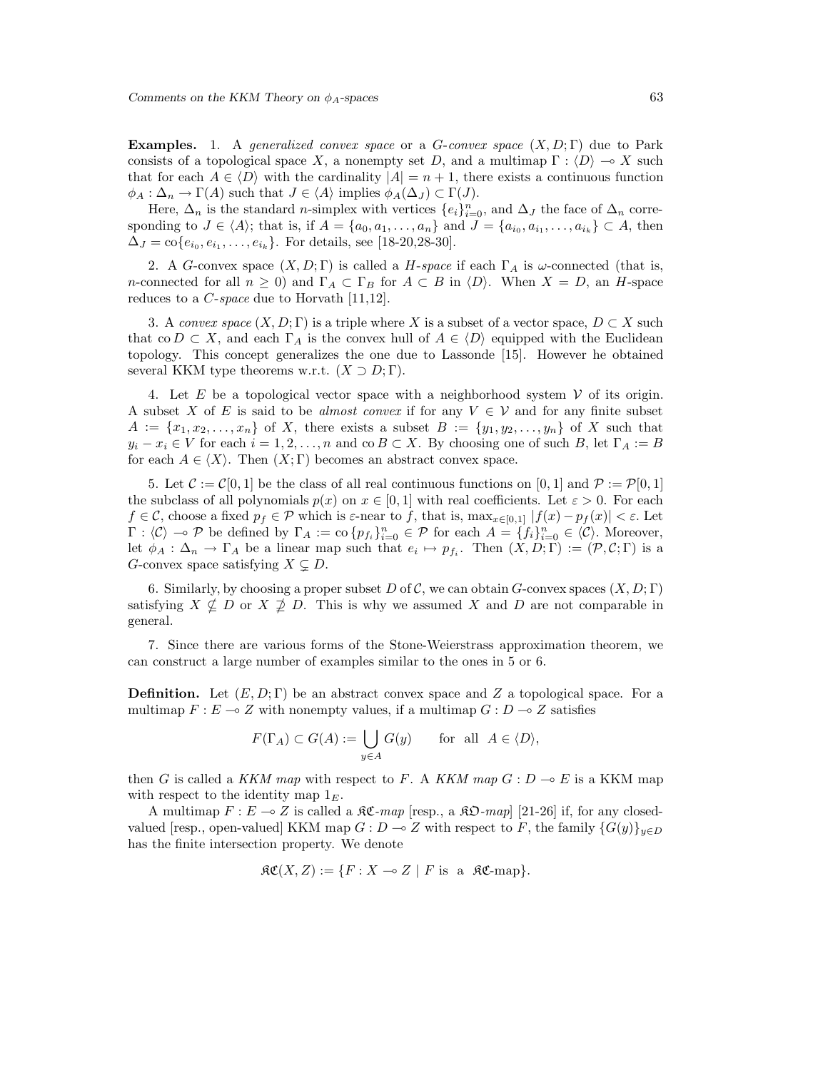**Examples.** 1. A *generalized convex space* or a *G-convex space* $(X, D; \Gamma)$ due to Park consists of a topological space $X$, a nonempty set $D$, and a multimap $\Gamma : \langle D \rangle \multimap X$ such that for each $A \in \langle D \rangle$ with the cardinality $|A| = n+1$, there exists a continuous function $\phi_A : \Delta_n \to \Gamma(A)$ such that $J \in \langle A \rangle$ implies $\phi_A(\Delta_J) \subset \Gamma(J)$.

Here, $\Delta_n$ is the standard $n$-simplex with vertices $\{e_i\}_{i=0}^n$, and $\Delta_J$ the face of $\Delta_n$ corresponding to $J \in \langle A \rangle$; that is, if $A = \{a_0, a_1, \ldots, a_n\}$ and $J = \{a_{i_0}, a_{i_1}, \ldots, a_{i_k}\} \subset A$, then $\Delta_J = \mathrm{co}\{e_{i_0}, e_{i_1}, \ldots, e_{i_k}\}$. For details, see [18-20,28-30].

2. A $G$-convex space $(X, D; \Gamma)$ is called a *H-space* if each $\Gamma_A$ is $\omega$-connected (that is, $n$-connected for all $n \geq 0$) and $\Gamma_A \subset \Gamma_B$ for $A \subset B$ in $\langle D \rangle$. When $X = D$, an $H$-space reduces to a *C-space* due to Horvath [11,12].

3. A *convex space* $(X, D; \Gamma)$ is a triple where $X$ is a subset of a vector space, $D \subset X$ such that $\mathrm{co}\, D \subset X$, and each $\Gamma_A$ is the convex hull of $A \in \langle D \rangle$ equipped with the Euclidean topology. This concept generalizes the one due to Lassonde [15]. However he obtained several KKM type theorems w.r.t. $(X \supset D; \Gamma)$.

4. Let $E$ be a topological vector space with a neighborhood system $\mathcal{V}$ of its origin. A subset $X$ of $E$ is said to be *almost convex* if for any $V \in \mathcal{V}$ and for any finite subset $A := \{x_1, x_2, \ldots, x_n\}$ of $X$, there exists a subset $B := \{y_1, y_2, \ldots, y_n\}$ of $X$ such that $y_i - x_i \in V$ for each $i = 1, 2, \ldots, n$ and $\mathrm{co}\, B \subset X$. By choosing one of such $B$, let $\Gamma_A := B$ for each $A \in \langle X \rangle$. Then $(X; \Gamma)$ becomes an abstract convex space.

5. Let $\mathcal{C} := \mathcal{C}[0,1]$ be the class of all real continuous functions on $[0,1]$ and $\mathcal{P} := \mathcal{P}[0,1]$ the subclass of all polynomials $p(x)$ on $x \in [0,1]$ with real coefficients. Let $\varepsilon > 0$. For each $f \in \mathcal{C}$, choose a fixed $p_f \in \mathcal{P}$ which is $\varepsilon$-near to $f$, that is, $\max_{x \in [0,1]} |f(x) - p_f(x)| < \varepsilon$. Let $\Gamma : \langle \mathcal{C} \rangle \multimap \mathcal{P}$ be defined by $\Gamma_A := \mathrm{co}\,\{p_{f_i}\}_{i=0}^n \in \mathcal{P}$ for each $A = \{f_i\}_{i=0}^n \in \langle \mathcal{C} \rangle$. Moreover, let $\phi_A : \Delta_n \to \Gamma_A$ be a linear map such that $e_i \mapsto p_{f_i}$. Then $(X, D; \Gamma) := (\mathcal{P}, \mathcal{C}; \Gamma)$ is a $G$-convex space satisfying $X \subsetneq D$.

6. Similarly, by choosing a proper subset $D$ of $\mathcal{C}$, we can obtain $G$-convex spaces $(X, D; \Gamma)$ satisfying $X \not\subseteq D$ or $X \not\supseteq D$. This is why we assumed $X$ and $D$ are not comparable in general.

7. Since there are various forms of the Stone-Weierstrass approximation theorem, we can construct a large number of examples similar to the ones in 5 or 6.

**Definition.** Let $(E, D; \Gamma)$ be an abstract convex space and $Z$ a topological space. For a multimap $F : E \multimap Z$ with nonempty values, if a multimap $G : D \multimap Z$ satisfies

$$F(\Gamma_A) \subset G(A) := \bigcup_{y \in A} G(y) \qquad \text{for all } A \in \langle D \rangle,$$

then $G$ is called a *KKM map* with respect to $F$. A *KKM map* $G : D \multimap E$ is a KKM map with respect to the identity map $1_E$.

A multimap $F : E \multimap Z$ is called a $\mathfrak{KC}$-*map* [resp., a $\mathfrak{KO}$-*map*] [21-26] if, for any closed-valued [resp., open-valued] KKM map $G : D \multimap Z$ with respect to $F$, the family $\{G(y)\}_{y \in D}$ has the finite intersection property. We denote

$$\mathfrak{KC}(X, Z) := \{F : X \multimap Z \mid F \text{ is a } \mathfrak{KC}\text{-map}\}.$$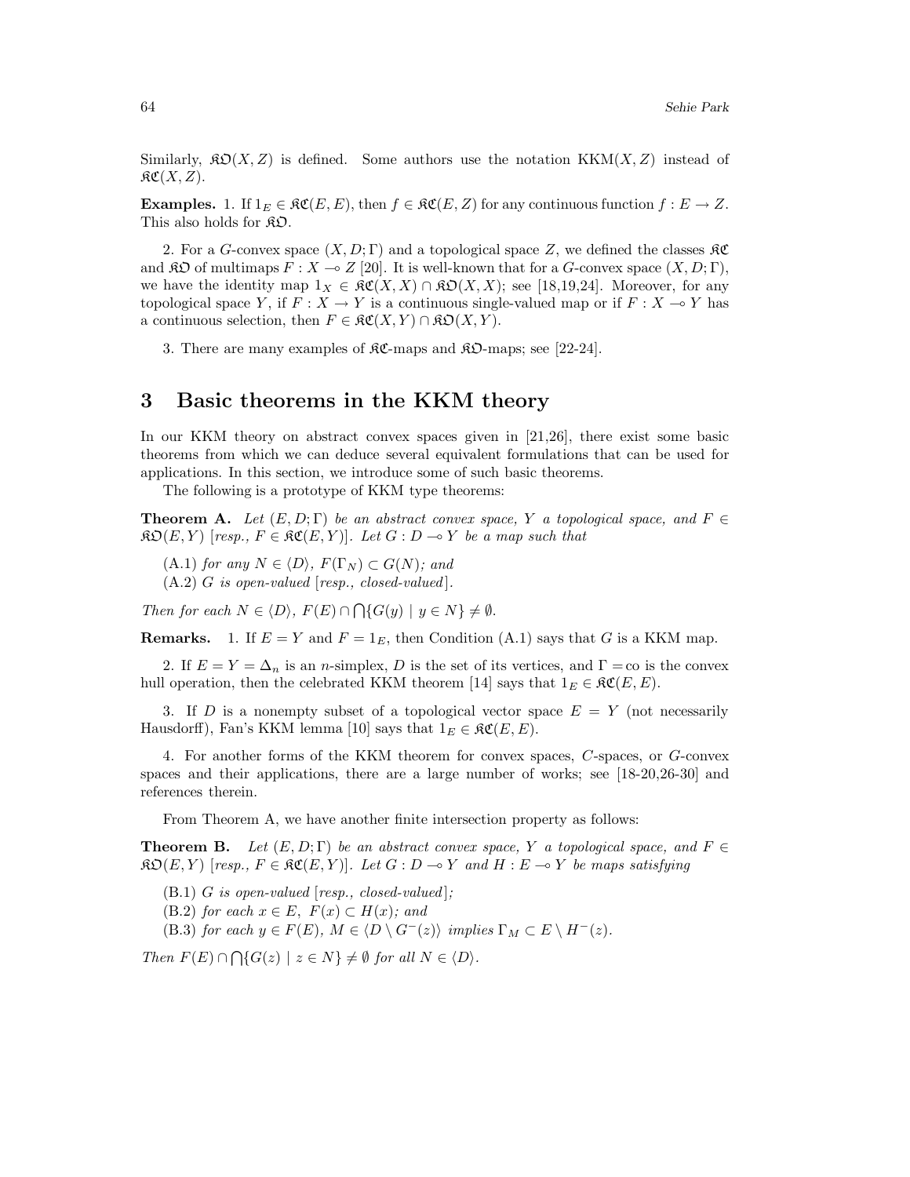Similarly, $\mathfrak{KO}(X, Z)$ is defined. Some authors use the notation $\text{KKM}(X, Z)$ instead of $\mathfrak{KC}(X, Z)$.

**Examples.** 1. If $1_E \in \mathfrak{KC}(E, E)$, then $f \in \mathfrak{KC}(E, Z)$ for any continuous function $f : E \to Z$. This also holds for $\mathfrak{KO}$.

2. For a $G$-convex space $(X, D; \Gamma)$ and a topological space $Z$, we defined the classes $\mathfrak{KC}$ and $\mathfrak{KO}$ of multimaps $F : X \multimap Z$ [20]. It is well-known that for a $G$-convex space $(X, D; \Gamma)$, we have the identity map $1_X \in \mathfrak{KC}(X, X) \cap \mathfrak{KO}(X, X)$; see [18,19,24]. Moreover, for any topological space $Y$, if $F : X \to Y$ is a continuous single-valued map or if $F : X \multimap Y$ has a continuous selection, then $F \in \mathfrak{KC}(X, Y) \cap \mathfrak{KO}(X, Y)$.

3. There are many examples of $\mathfrak{KC}$-maps and $\mathfrak{KO}$-maps; see [22-24].

## 3 Basic theorems in the KKM theory

In our KKM theory on abstract convex spaces given in [21,26], there exist some basic theorems from which we can deduce several equivalent formulations that can be used for applications. In this section, we introduce some of such basic theorems.

The following is a prototype of KKM type theorems:

**Theorem A.** *Let $(E, D; \Gamma)$ be an abstract convex space, $Y$ a topological space, and $F \in \mathfrak{KO}(E, Y)$ [resp., $F \in \mathfrak{KC}(E, Y)$]. Let $G : D \multimap Y$ be a map such that*

(A.1) *for any $N \in \langle D \rangle$, $F(\Gamma_N) \subset G(N)$; and*

(A.2) *$G$ is open-valued [resp., closed-valued].*

*Then for each $N \in \langle D \rangle$, $F(E) \cap \bigcap\{G(y) \mid y \in N\} \neq \emptyset$.*

**Remarks.** 1. If $E = Y$ and $F = 1_E$, then Condition (A.1) says that $G$ is a KKM map.

2. If $E = Y = \Delta_n$ is an $n$-simplex, $D$ is the set of its vertices, and $\Gamma = \text{co}$ is the convex hull operation, then the celebrated KKM theorem [14] says that $1_E \in \mathfrak{KC}(E, E)$.

3. If $D$ is a nonempty subset of a topological vector space $E = Y$ (not necessarily Hausdorff), Fan's KKM lemma [10] says that $1_E \in \mathfrak{KC}(E, E)$.

4. For another forms of the KKM theorem for convex spaces, $C$-spaces, or $G$-convex spaces and their applications, there are a large number of works; see [18-20,26-30] and references therein.

From Theorem A, we have another finite intersection property as follows:

**Theorem B.** *Let $(E, D; \Gamma)$ be an abstract convex space, $Y$ a topological space, and $F \in \mathfrak{KO}(E, Y)$ [resp., $F \in \mathfrak{KC}(E, Y)$]. Let $G : D \multimap Y$ and $H : E \multimap Y$ be maps satisfying*

(B.1) *$G$ is open-valued [resp., closed-valued];*

(B.2) *for each $x \in E$, $F(x) \subset H(x)$; and*

(B.3) *for each $y \in F(E)$, $M \in \langle D \setminus G^-(z) \rangle$ implies $\Gamma_M \subset E \setminus H^-(z)$.*

*Then $F(E) \cap \bigcap\{G(z) \mid z \in N\} \neq \emptyset$ for all $N \in \langle D \rangle$.*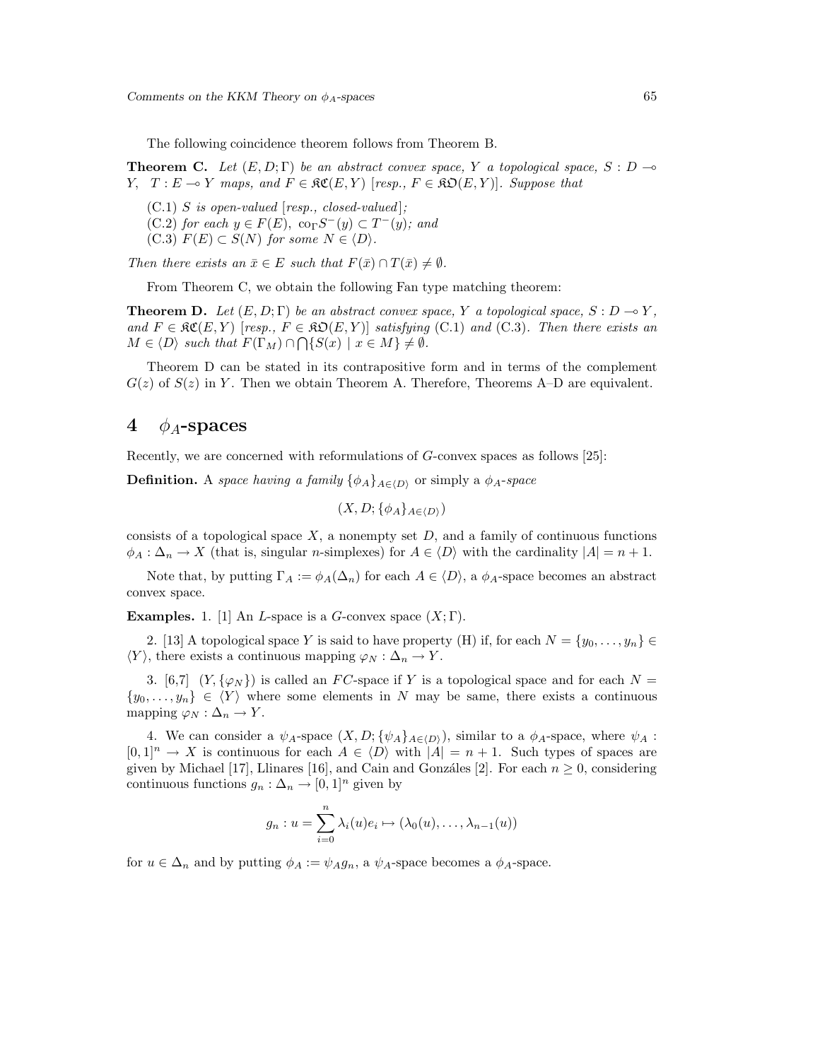The following coincidence theorem follows from Theorem B.

**Theorem C.** *Let $(E, D; \Gamma)$ be an abstract convex space, $Y$ a topological space, $S : D \multimap Y$, $T : E \multimap Y$ maps, and $F \in \mathfrak{KC}(E, Y)$ [resp., $F \in \mathfrak{KO}(E, Y)$]. Suppose that*

(C.1) *$S$ is open-valued [resp., closed-valued];*
(C.2) *for each $y \in F(E)$, $\mathrm{co}_\Gamma S^-(y) \subset T^-(y)$; and*
(C.3) *$F(E) \subset S(N)$ for some $N \in \langle D \rangle$.*

*Then there exists an $\bar{x} \in E$ such that $F(\bar{x}) \cap T(\bar{x}) \neq \emptyset$.*

From Theorem C, we obtain the following Fan type matching theorem:

**Theorem D.** *Let $(E, D; \Gamma)$ be an abstract convex space, $Y$ a topological space, $S : D \multimap Y$, and $F \in \mathfrak{KC}(E, Y)$ [resp., $F \in \mathfrak{KO}(E, Y)$] satisfying* (C.1) *and* (C.3). *Then there exists an $M \in \langle D \rangle$ such that $F(\Gamma_M) \cap \bigcap \{S(x) \mid x \in M\} \neq \emptyset$.*

Theorem D can be stated in its contrapositive form and in terms of the complement $G(z)$ of $S(z)$ in $Y$. Then we obtain Theorem A. Therefore, Theorems A–D are equivalent.

# 4 $\phi_A$-spaces

Recently, we are concerned with reformulations of $G$-convex spaces as follows [25]:

**Definition.** A *space having a family* $\{\phi_A\}_{A \in \langle D \rangle}$ or simply a *$\phi_A$-space*

$$(X, D; \{\phi_A\}_{A \in \langle D \rangle})$$

consists of a topological space $X$, a nonempty set $D$, and a family of continuous functions $\phi_A : \Delta_n \to X$ (that is, singular $n$-simplexes) for $A \in \langle D \rangle$ with the cardinality $|A| = n + 1$.

Note that, by putting $\Gamma_A := \phi_A(\Delta_n)$ for each $A \in \langle D \rangle$, a $\phi_A$-space becomes an abstract convex space.

**Examples.** 1. [1] An $L$-space is a $G$-convex space $(X; \Gamma)$.

2. [13] A topological space $Y$ is said to have property (H) if, for each $N = \{y_0, \ldots, y_n\} \in \langle Y \rangle$, there exists a continuous mapping $\varphi_N : \Delta_n \to Y$.

3. [6,7] $(Y, \{\varphi_N\})$ is called an $FC$-space if $Y$ is a topological space and for each $N = \{y_0, \ldots, y_n\} \in \langle Y \rangle$ where some elements in $N$ may be same, there exists a continuous mapping $\varphi_N : \Delta_n \to Y$.

4. We can consider a $\psi_A$-space $(X, D; \{\psi_A\}_{A \in \langle D \rangle})$, similar to a $\phi_A$-space, where $\psi_A : [0,1]^n \to X$ is continuous for each $A \in \langle D \rangle$ with $|A| = n + 1$. Such types of spaces are given by Michael [17], Llinares [16], and Cain and Gonzáles [2]. For each $n \geq 0$, considering continuous functions $g_n : \Delta_n \to [0,1]^n$ given by

$$g_n : u = \sum_{i=0}^{n} \lambda_i(u) e_i \mapsto (\lambda_0(u), \ldots, \lambda_{n-1}(u))$$

for $u \in \Delta_n$ and by putting $\phi_A := \psi_A g_n$, a $\psi_A$-space becomes a $\phi_A$-space.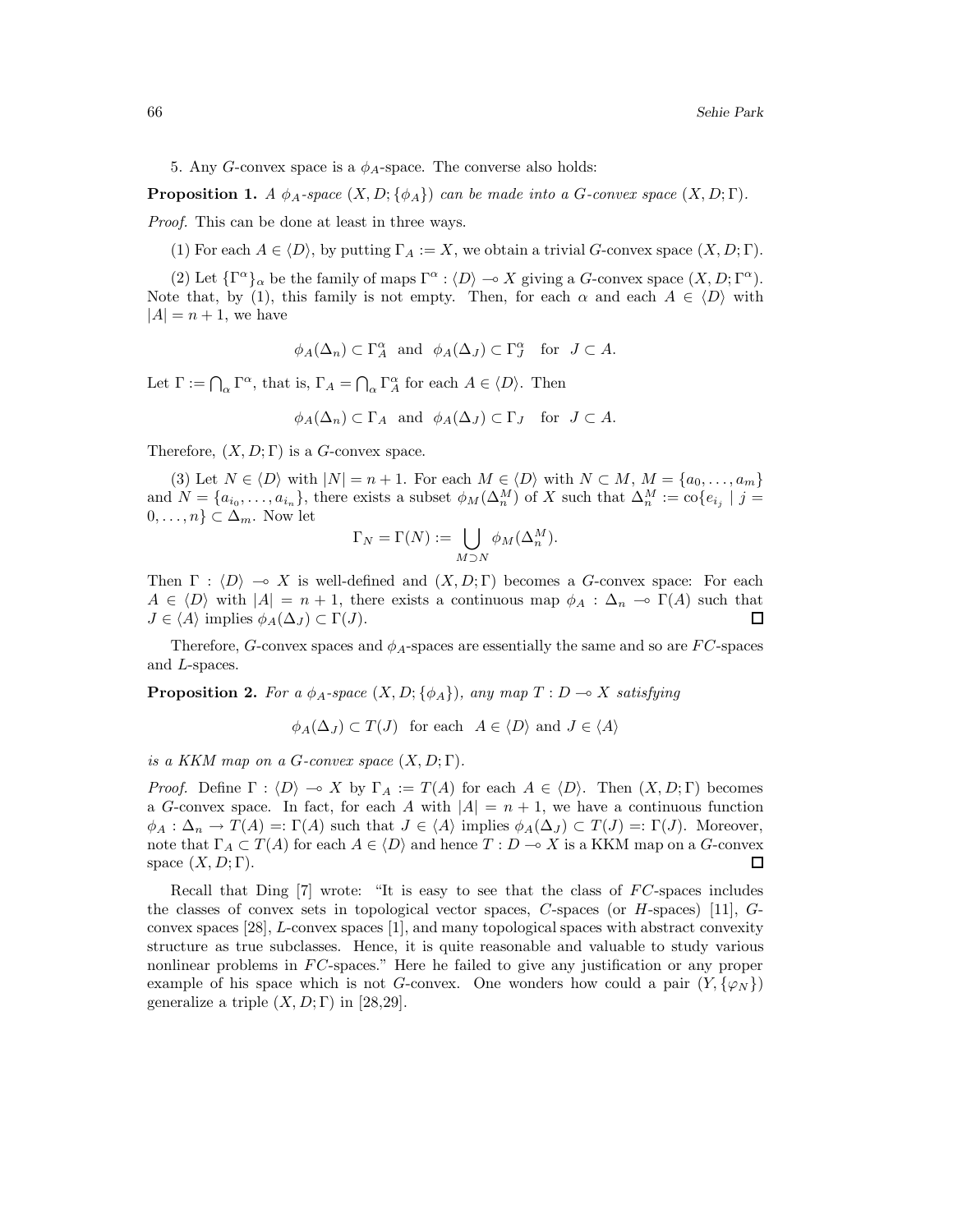5. Any $G$-convex space is a $\phi_A$-space. The converse also holds:

**Proposition 1.** *A $\phi_A$-space $(X, D; \{\phi_A\})$ can be made into a $G$-convex space $(X, D; \Gamma)$.*

*Proof.* This can be done at least in three ways.

(1) For each $A \in \langle D \rangle$, by putting $\Gamma_A := X$, we obtain a trivial $G$-convex space $(X, D; \Gamma)$.

(2) Let $\{\Gamma^\alpha\}_\alpha$ be the family of maps $\Gamma^\alpha : \langle D \rangle \multimap X$ giving a $G$-convex space $(X, D; \Gamma^\alpha)$. Note that, by (1), this family is not empty. Then, for each $\alpha$ and each $A \in \langle D \rangle$ with $|A| = n + 1$, we have

$$\phi_A(\Delta_n) \subset \Gamma^\alpha_A \ \text{ and } \ \phi_A(\Delta_J) \subset \Gamma^\alpha_J \quad \text{for} \ \ J \subset A.$$

Let $\Gamma := \bigcap_\alpha \Gamma^\alpha$, that is, $\Gamma_A = \bigcap_\alpha \Gamma^\alpha_A$ for each $A \in \langle D \rangle$. Then

$$\phi_A(\Delta_n) \subset \Gamma_A \ \text{ and } \ \phi_A(\Delta_J) \subset \Gamma_J \quad \text{for} \ \ J \subset A.$$

Therefore, $(X, D; \Gamma)$ is a $G$-convex space.

(3) Let $N \in \langle D \rangle$ with $|N| = n + 1$. For each $M \in \langle D \rangle$ with $N \subset M$, $M = \{a_0, \ldots, a_m\}$ and $N = \{a_{i_0}, \ldots, a_{i_n}\}$, there exists a subset $\phi_M(\Delta^M_n)$ of $X$ such that $\Delta^M_n := \mathrm{co}\{e_{i_j} \mid j = 0, \ldots, n\} \subset \Delta_m$. Now let

$$\Gamma_N = \Gamma(N) := \bigcup_{M \supset N} \phi_M(\Delta^M_n).$$

Then $\Gamma : \langle D \rangle \multimap X$ is well-defined and $(X, D; \Gamma)$ becomes a $G$-convex space: For each $A \in \langle D \rangle$ with $|A| = n + 1$, there exists a continuous map $\phi_A : \Delta_n \multimap \Gamma(A)$ such that $J \in \langle A \rangle$ implies $\phi_A(\Delta_J) \subset \Gamma(J)$. □

Therefore, $G$-convex spaces and $\phi_A$-spaces are essentially the same and so are $FC$-spaces and $L$-spaces.

**Proposition 2.** *For a $\phi_A$-space $(X, D; \{\phi_A\})$, any map $T : D \multimap X$ satisfying*

$$\phi_A(\Delta_J) \subset T(J) \ \text{ for each } \ A \in \langle D \rangle \text{ and } J \in \langle A \rangle$$

*is a KKM map on a $G$-convex space $(X, D; \Gamma)$.*

*Proof.* Define $\Gamma : \langle D \rangle \multimap X$ by $\Gamma_A := T(A)$ for each $A \in \langle D \rangle$. Then $(X, D; \Gamma)$ becomes a $G$-convex space. In fact, for each $A$ with $|A| = n + 1$, we have a continuous function $\phi_A : \Delta_n \to T(A) =: \Gamma(A)$ such that $J \in \langle A \rangle$ implies $\phi_A(\Delta_J) \subset T(J) =: \Gamma(J)$. Moreover, note that $\Gamma_A \subset T(A)$ for each $A \in \langle D \rangle$ and hence $T : D \multimap X$ is a KKM map on a $G$-convex space $(X, D; \Gamma)$. □

Recall that Ding [7] wrote: "It is easy to see that the class of $FC$-spaces includes the classes of convex sets in topological vector spaces, $C$-spaces (or $H$-spaces) [11], $G$-convex spaces [28], $L$-convex spaces [1], and many topological spaces with abstract convexity structure as true subclasses. Hence, it is quite reasonable and valuable to study various nonlinear problems in $FC$-spaces." Here he failed to give any justification or any proper example of his space which is not $G$-convex. One wonders how could a pair $(Y, \{\varphi_N\})$ generalize a triple $(X, D; \Gamma)$ in [28,29].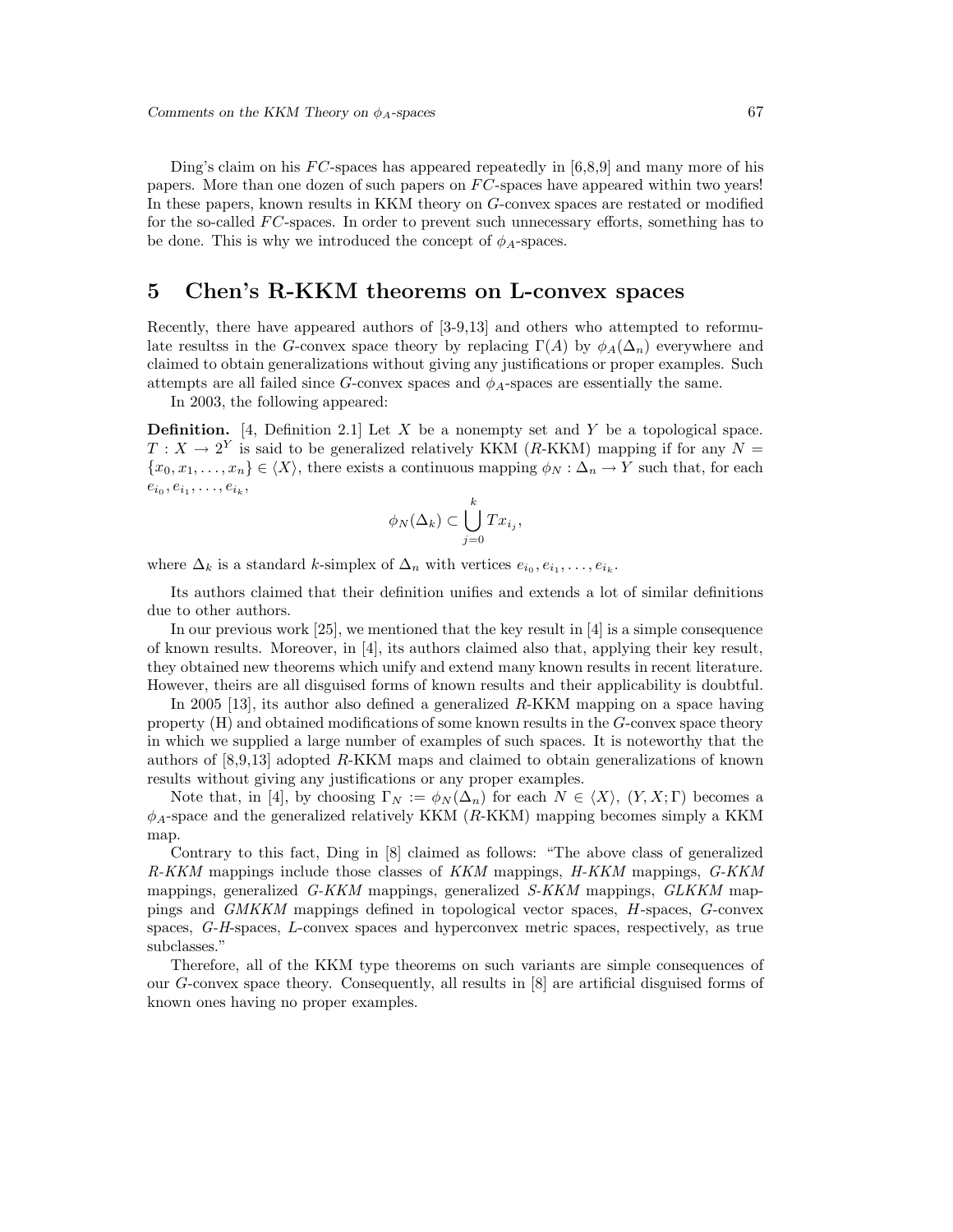Ding's claim on his $FC$-spaces has appeared repeatedly in [6,8,9] and many more of his papers. More than one dozen of such papers on $FC$-spaces have appeared within two years! In these papers, known results in KKM theory on $G$-convex spaces are restated or modified for the so-called $FC$-spaces. In order to prevent such unnecessary efforts, something has to be done. This is why we introduced the concept of $\phi_A$-spaces.

## 5 Chen's R-KKM theorems on L-convex spaces

Recently, there have appeared authors of [3-9,13] and others who attempted to reformulate resultss in the $G$-convex space theory by replacing $\Gamma(A)$ by $\phi_A(\Delta_n)$ everywhere and claimed to obtain generalizations without giving any justifications or proper examples. Such attempts are all failed since $G$-convex spaces and $\phi_A$-spaces are essentially the same.

In 2003, the following appeared:

**Definition.** [4, Definition 2.1] Let $X$ be a nonempty set and $Y$ be a topological space. $T : X \to 2^Y$ is said to be generalized relatively KKM ($R$-KKM) mapping if for any $N = \{x_0, x_1, \ldots, x_n\} \in \langle X \rangle$, there exists a continuous mapping $\phi_N : \Delta_n \to Y$ such that, for each $e_{i_0}, e_{i_1}, \ldots, e_{i_k}$,

$$\phi_N(\Delta_k) \subset \bigcup_{j=0}^{k} Tx_{i_j},$$

where $\Delta_k$ is a standard $k$-simplex of $\Delta_n$ with vertices $e_{i_0}, e_{i_1}, \ldots, e_{i_k}$.

Its authors claimed that their definition unifies and extends a lot of similar definitions due to other authors.

In our previous work [25], we mentioned that the key result in [4] is a simple consequence of known results. Moreover, in [4], its authors claimed also that, applying their key result, they obtained new theorems which unify and extend many known results in recent literature. However, theirs are all disguised forms of known results and their applicability is doubtful.

In 2005 [13], its author also defined a generalized $R$-KKM mapping on a space having property (H) and obtained modifications of some known results in the $G$-convex space theory in which we supplied a large number of examples of such spaces. It is noteworthy that the authors of [8,9,13] adopted $R$-KKM maps and claimed to obtain generalizations of known results without giving any justifications or any proper examples.

Note that, in [4], by choosing $\Gamma_N := \phi_N(\Delta_n)$ for each $N \in \langle X \rangle$, $(Y, X; \Gamma)$ becomes a $\phi_A$-space and the generalized relatively KKM ($R$-KKM) mapping becomes simply a KKM map.

Contrary to this fact, Ding in [8] claimed as follows: "The above class of generalized *R-KKM* mappings include those classes of *KKM* mappings, *H-KKM* mappings, *G-KKM* mappings, generalized *G-KKM* mappings, generalized *S-KKM* mappings, *GLKKM* mappings and *GMKKM* mappings defined in topological vector spaces, *H*-spaces, *G*-convex spaces, *G-H*-spaces, *L*-convex spaces and hyperconvex metric spaces, respectively, as true subclasses."

Therefore, all of the KKM type theorems on such variants are simple consequences of our $G$-convex space theory. Consequently, all results in [8] are artificial disguised forms of known ones having no proper examples.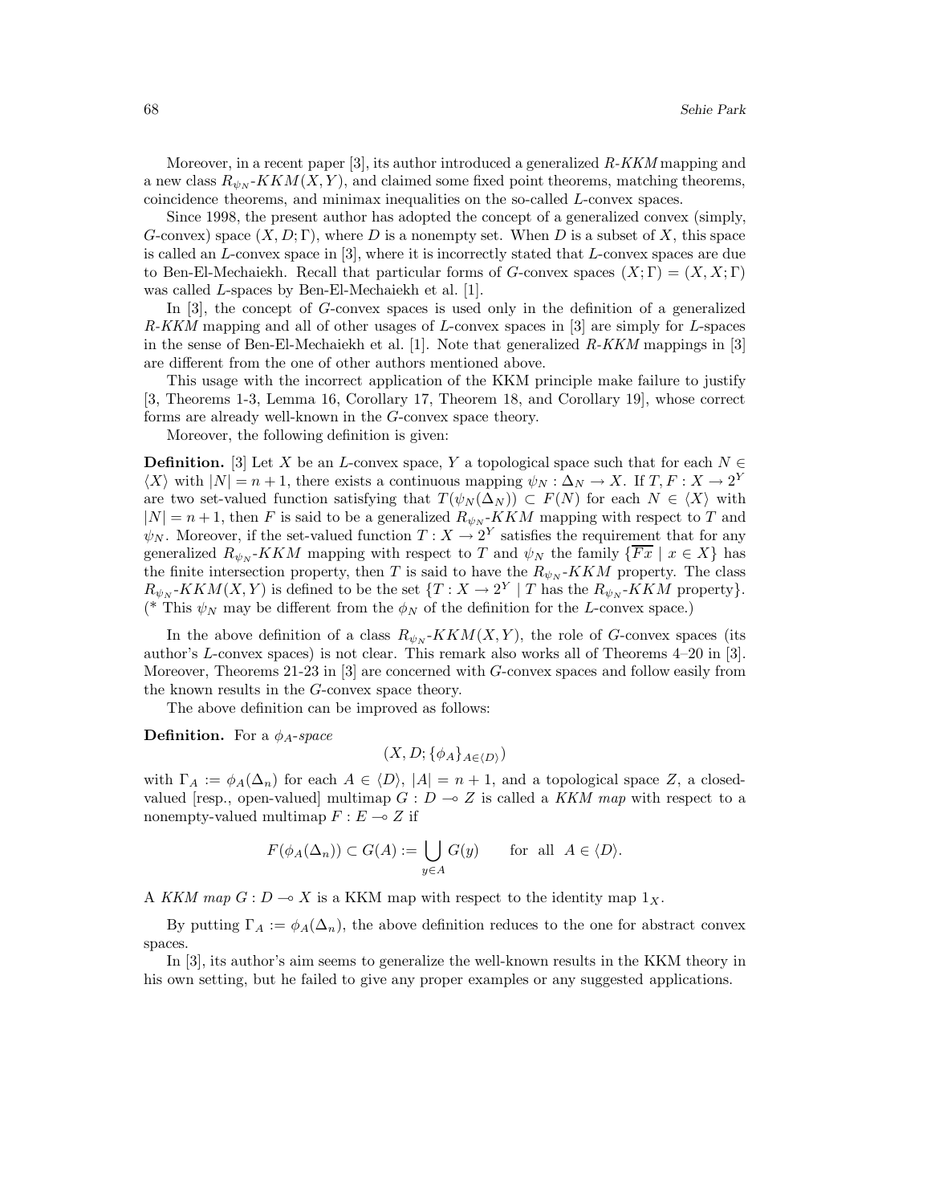Moreover, in a recent paper [3], its author introduced a generalized *R-KKM* mapping and a new class $R_{\psi_N}$-$KKM(X,Y)$, and claimed some fixed point theorems, matching theorems, coincidence theorems, and minimax inequalities on the so-called *L*-convex spaces.

Since 1998, the present author has adopted the concept of a generalized convex (simply, *G*-convex) space $(X, D; \Gamma)$, where $D$ is a nonempty set. When $D$ is a subset of $X$, this space is called an *L*-convex space in [3], where it is incorrectly stated that *L*-convex spaces are due to Ben-El-Mechaiekh. Recall that particular forms of *G*-convex spaces $(X; \Gamma) = (X, X; \Gamma)$ was called *L*-spaces by Ben-El-Mechaiekh et al. [1].

In [3], the concept of *G*-convex spaces is used only in the definition of a generalized *R-KKM* mapping and all of other usages of *L*-convex spaces in [3] are simply for *L*-spaces in the sense of Ben-El-Mechaiekh et al. [1]. Note that generalized *R-KKM* mappings in [3] are different from the one of other authors mentioned above.

This usage with the incorrect application of the KKM principle make failure to justify [3, Theorems 1-3, Lemma 16, Corollary 17, Theorem 18, and Corollary 19], whose correct forms are already well-known in the *G*-convex space theory.

Moreover, the following definition is given:

**Definition.** [3] Let $X$ be an *L*-convex space, $Y$ a topological space such that for each $N \in \langle X \rangle$ with $|N| = n+1$, there exists a continuous mapping $\psi_N : \Delta_N \to X$. If $T, F : X \to 2^Y$ are two set-valued function satisfying that $T(\psi_N(\Delta_N)) \subset F(N)$ for each $N \in \langle X \rangle$ with $|N| = n+1$, then $F$ is said to be a generalized $R_{\psi_N}$-$KKM$ mapping with respect to $T$ and $\psi_N$. Moreover, if the set-valued function $T : X \to 2^Y$ satisfies the requirement that for any generalized $R_{\psi_N}$-$KKM$ mapping with respect to $T$ and $\psi_N$ the family $\{\overline{Fx} \mid x \in X\}$ has the finite intersection property, then $T$ is said to have the $R_{\psi_N}$-$KKM$ property. The class $R_{\psi_N}$-$KKM(X,Y)$ is defined to be the set $\{T : X \to 2^Y \mid T \text{ has the } R_{\psi_N}\text{-}KKM \text{ property}\}$. (* This $\psi_N$ may be different from the $\phi_N$ of the definition for the *L*-convex space.)

In the above definition of a class $R_{\psi_N}$-$KKM(X,Y)$, the role of *G*-convex spaces (its author's *L*-convex spaces) is not clear. This remark also works all of Theorems 4–20 in [3]. Moreover, Theorems 21-23 in [3] are concerned with *G*-convex spaces and follow easily from the known results in the *G*-convex space theory.

The above definition can be improved as follows:

**Definition.** For a *$\phi_A$-space*

$$(X, D; \{\phi_A\}_{A \in \langle D \rangle})$$

with $\Gamma_A := \phi_A(\Delta_n)$ for each $A \in \langle D \rangle$, $|A| = n+1$, and a topological space $Z$, a closed-valued [resp., open-valued] multimap $G : D \multimap Z$ is called a *KKM map* with respect to a nonempty-valued multimap $F : E \multimap Z$ if

$$F(\phi_A(\Delta_n)) \subset G(A) := \bigcup_{y \in A} G(y) \qquad \text{for all } A \in \langle D \rangle.$$

A *KKM map* $G : D \multimap X$ is a KKM map with respect to the identity map $1_X$.

By putting $\Gamma_A := \phi_A(\Delta_n)$, the above definition reduces to the one for abstract convex spaces.

In [3], its author's aim seems to generalize the well-known results in the KKM theory in his own setting, but he failed to give any proper examples or any suggested applications.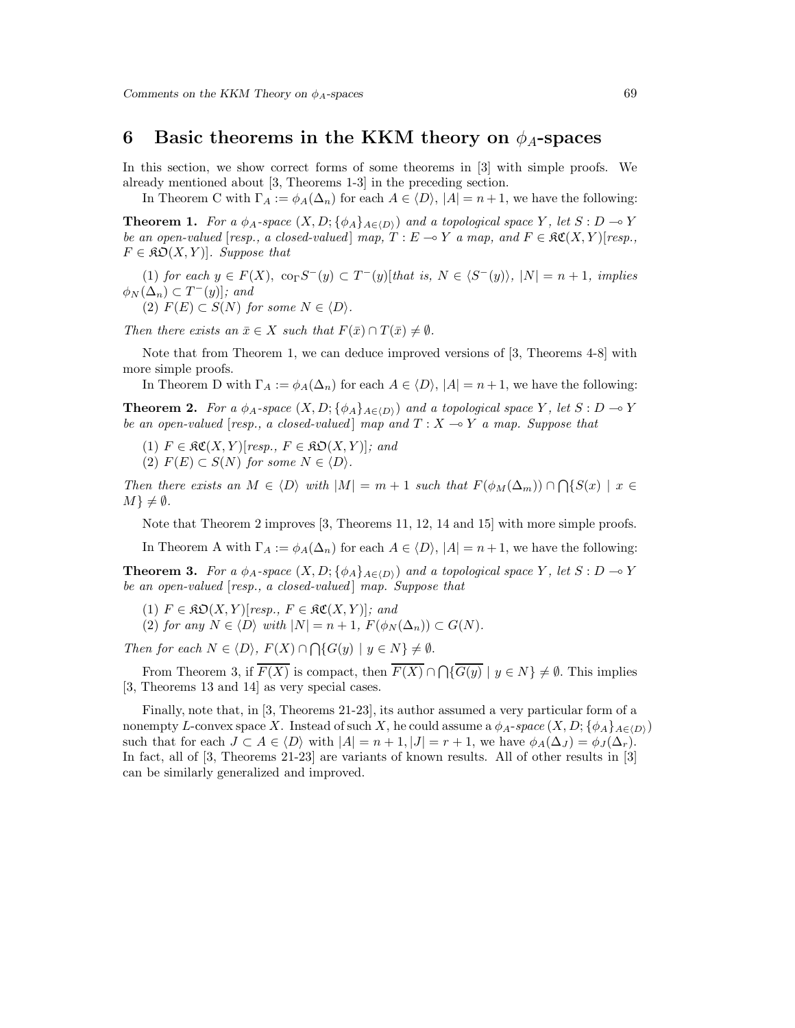## 6 Basic theorems in the KKM theory on $\phi_A$-spaces

In this section, we show correct forms of some theorems in [3] with simple proofs. We already mentioned about [3, Theorems 1-3] in the preceding section.

In Theorem C with $\Gamma_A := \phi_A(\Delta_n)$ for each $A \in \langle D \rangle$, $|A| = n+1$, we have the following:

**Theorem 1.** *For a $\phi_A$-space $(X, D; \{\phi_A\}_{A\in\langle D\rangle})$ and a topological space $Y$, let $S : D \multimap Y$ be an open-valued [resp., a closed-valued] map, $T : E \multimap Y$ a map, and $F \in \mathfrak{KC}(X,Y)$[resp., $F \in \mathfrak{KO}(X,Y)$]. Suppose that*

*(1) for each $y \in F(X)$, $\mathrm{co}_\Gamma S^-(y) \subset T^-(y)$[that is, $N \in \langle S^-(y)\rangle$, $|N| = n+1$, implies $\phi_N(\Delta_n) \subset T^-(y)$]; and*

*(2) $F(E) \subset S(N)$ for some $N \in \langle D \rangle$.*

*Then there exists an $\bar{x} \in X$ such that $F(\bar{x}) \cap T(\bar{x}) \neq \emptyset$.*

Note that from Theorem 1, we can deduce improved versions of [3, Theorems 4-8] with more simple proofs.

In Theorem D with $\Gamma_A := \phi_A(\Delta_n)$ for each $A \in \langle D \rangle$, $|A| = n+1$, we have the following:

**Theorem 2.** *For a $\phi_A$-space $(X, D; \{\phi_A\}_{A\in\langle D\rangle})$ and a topological space $Y$, let $S : D \multimap Y$ be an open-valued [resp., a closed-valued] map and $T : X \multimap Y$ a map. Suppose that*

*(1) $F \in \mathfrak{KC}(X,Y)$[resp., $F \in \mathfrak{KO}(X,Y)$]; and*

*(2) $F(E) \subset S(N)$ for some $N \in \langle D \rangle$.*

*Then there exists an $M \in \langle D \rangle$ with $|M| = m+1$ such that $F(\phi_M(\Delta_m)) \cap \bigcap\{S(x) \mid x \in M\} \neq \emptyset$.*

Note that Theorem 2 improves [3, Theorems 11, 12, 14 and 15] with more simple proofs.

In Theorem A with $\Gamma_A := \phi_A(\Delta_n)$ for each $A \in \langle D \rangle$, $|A| = n+1$, we have the following:

**Theorem 3.** *For a $\phi_A$-space $(X, D; \{\phi_A\}_{A\in\langle D\rangle})$ and a topological space $Y$, let $S : D \multimap Y$ be an open-valued [resp., a closed-valued] map. Suppose that*

*(1) $F \in \mathfrak{KO}(X,Y)$[resp., $F \in \mathfrak{KC}(X,Y)$]; and*

*(2) for any $N \in \langle D \rangle$ with $|N| = n+1$, $F(\phi_N(\Delta_n)) \subset G(N)$.*

*Then for each $N \in \langle D \rangle$, $F(X) \cap \bigcap\{G(y) \mid y \in N\} \neq \emptyset$.*

From Theorem 3, if $\overline{F(X)}$ is compact, then $\overline{F(X)} \cap \bigcap\{\overline{G(y)} \mid y \in N\} \neq \emptyset$. This implies [3, Theorems 13 and 14] as very special cases.

Finally, note that, in [3, Theorems 21-23], its author assumed a very particular form of a nonempty $L$-convex space $X$. Instead of such $X$, he could assume a $\phi_A$-*space* $(X, D; \{\phi_A\}_{A\in\langle D\rangle})$ such that for each $J \subset A \in \langle D \rangle$ with $|A| = n+1, |J| = r+1$, we have $\phi_A(\Delta_J) = \phi_J(\Delta_r)$. In fact, all of [3, Theorems 21-23] are variants of known results. All of other results in [3] can be similarly generalized and improved.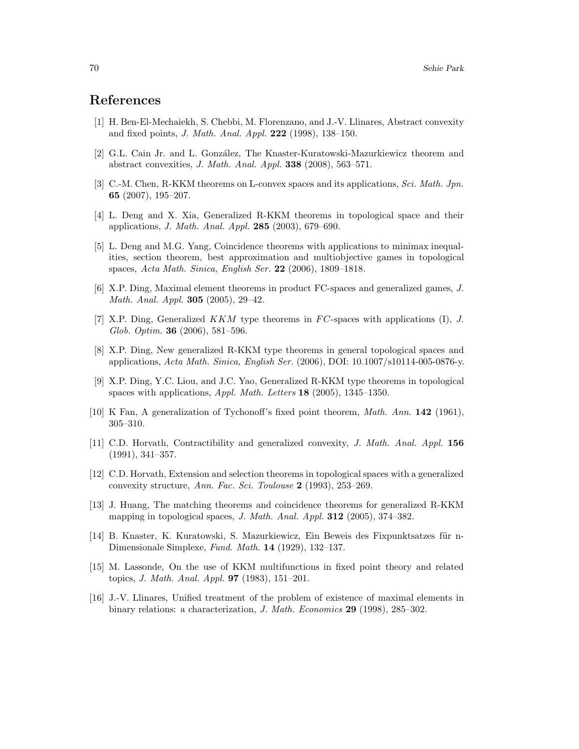## References

[1] H. Ben-El-Mechaiekh, S. Chebbi, M. Florenzano, and J.-V. Llinares, Abstract convexity and fixed points, *J. Math. Anal. Appl.* **222** (1998), 138–150.

[2] G.L. Cain Jr. and L. González, The Knaster-Kuratowski-Mazurkiewicz theorem and abstract convexities, *J. Math. Anal. Appl.* **338** (2008), 563–571.

[3] C.-M. Chen, R-KKM theorems on L-convex spaces and its applications, *Sci. Math. Jpn.* **65** (2007), 195–207.

[4] L. Deng and X. Xia, Generalized R-KKM theorems in topological space and their applications, *J. Math. Anal. Appl.* **285** (2003), 679–690.

[5] L. Deng and M.G. Yang, Coincidence theorems with applications to minimax inequalities, section theorem, best approximation and multiobjective games in topological spaces, *Acta Math. Sinica, English Ser.* **22** (2006), 1809–1818.

[6] X.P. Ding, Maximal element theorems in product FC-spaces and generalized games, *J. Math. Anal. Appl.* **305** (2005), 29–42.

[7] X.P. Ding, Generalized $KKM$ type theorems in $FC$-spaces with applications (I), *J. Glob. Optim.* **36** (2006), 581–596.

[8] X.P. Ding, New generalized R-KKM type theorems in general topological spaces and applications, *Acta Math. Sinica, English Ser.* (2006), DOI: 10.1007/s10114-005-0876-y.

[9] X.P. Ding, Y.C. Liou, and J.C. Yao, Generalized R-KKM type theorems in topological spaces with applications, *Appl. Math. Letters* **18** (2005), 1345–1350.

[10] K Fan, A generalization of Tychonoff's fixed point theorem, *Math. Ann.* **142** (1961), 305–310.

[11] C.D. Horvath, Contractibility and generalized convexity, *J. Math. Anal. Appl.* **156** (1991), 341–357.

[12] C.D. Horvath, Extension and selection theorems in topological spaces with a generalized convexity structure, *Ann. Fac. Sci. Toulouse* **2** (1993), 253–269.

[13] J. Huang, The matching theorems and coincidence theorems for generalized R-KKM mapping in topological spaces, *J. Math. Anal. Appl.* **312** (2005), 374–382.

[14] B. Knaster, K. Kuratowski, S. Mazurkiewicz, Ein Beweis des Fixpunktsatzes für n-Dimensionale Simplexe, *Fund. Math.* **14** (1929), 132–137.

[15] M. Lassonde, On the use of KKM multifunctions in fixed point theory and related topics, *J. Math. Anal. Appl.* **97** (1983), 151–201.

[16] J.-V. Llinares, Unified treatment of the problem of existence of maximal elements in binary relations: a characterization, *J. Math. Economics* **29** (1998), 285–302.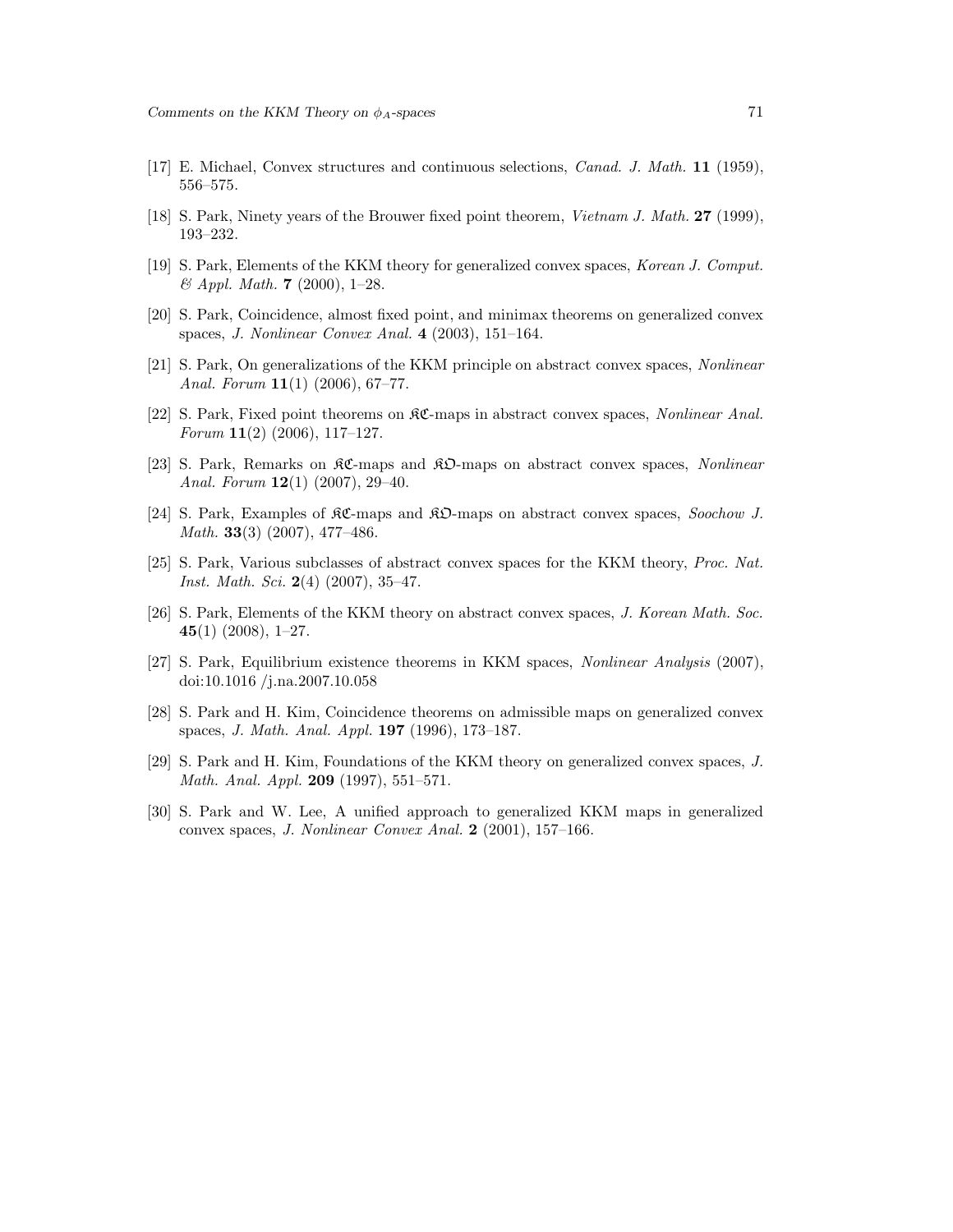[17] E. Michael, Convex structures and continuous selections, *Canad. J. Math.* **11** (1959), 556–575.

[18] S. Park, Ninety years of the Brouwer fixed point theorem, *Vietnam J. Math.* **27** (1999), 193–232.

[19] S. Park, Elements of the KKM theory for generalized convex spaces, *Korean J. Comput. & Appl. Math.* **7** (2000), 1–28.

[20] S. Park, Coincidence, almost fixed point, and minimax theorems on generalized convex spaces, *J. Nonlinear Convex Anal.* **4** (2003), 151–164.

[21] S. Park, On generalizations of the KKM principle on abstract convex spaces, *Nonlinear Anal. Forum* **11**(1) (2006), 67–77.

[22] S. Park, Fixed point theorems on $\mathfrak{KC}$-maps in abstract convex spaces, *Nonlinear Anal. Forum* **11**(2) (2006), 117–127.

[23] S. Park, Remarks on $\mathfrak{KC}$-maps and $\mathfrak{KO}$-maps on abstract convex spaces, *Nonlinear Anal. Forum* **12**(1) (2007), 29–40.

[24] S. Park, Examples of $\mathfrak{KC}$-maps and $\mathfrak{KO}$-maps on abstract convex spaces, *Soochow J. Math.* **33**(3) (2007), 477–486.

[25] S. Park, Various subclasses of abstract convex spaces for the KKM theory, *Proc. Nat. Inst. Math. Sci.* **2**(4) (2007), 35–47.

[26] S. Park, Elements of the KKM theory on abstract convex spaces, *J. Korean Math. Soc.* **45**(1) (2008), 1–27.

[27] S. Park, Equilibrium existence theorems in KKM spaces, *Nonlinear Analysis* (2007), doi:10.1016 /j.na.2007.10.058

[28] S. Park and H. Kim, Coincidence theorems on admissible maps on generalized convex spaces, *J. Math. Anal. Appl.* **197** (1996), 173–187.

[29] S. Park and H. Kim, Foundations of the KKM theory on generalized convex spaces, *J. Math. Anal. Appl.* **209** (1997), 551–571.

[30] S. Park and W. Lee, A unified approach to generalized KKM maps in generalized convex spaces, *J. Nonlinear Convex Anal.* **2** (2001), 157–166.